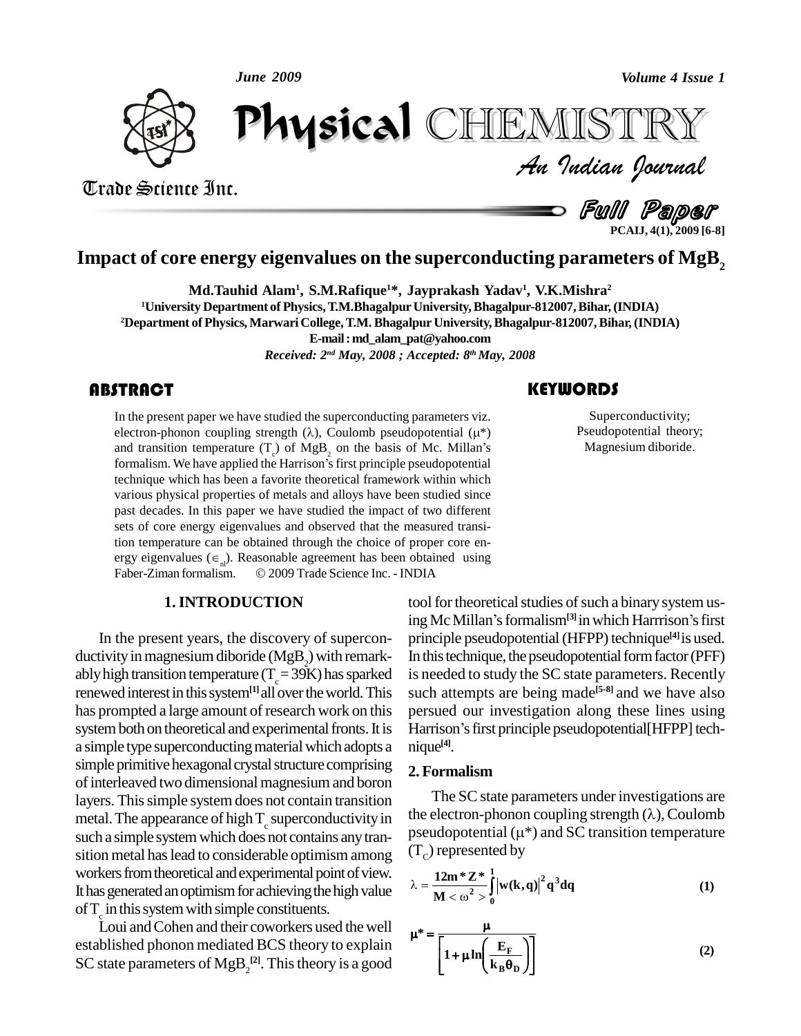Full Paper

# Impact of core energy eigenvalues on the superconducting parameters of $MgB_2$

**Md.Tauhid Alam[1], S.M.Rafique[1]*, Jayprakash Yadav[1], V.K.Mishra[2]**

[1]University Department of Physics, T.M.Bhagalpur University, Bhagalpur-812007, Bihar, (INDIA)

[2]Department of Physics, Marwari College, T.M. Bhagalpur University, Bhagalpur-812007, Bihar, (INDIA)

E-mail : md_alam_pat@yahoo.com

*Received: 2nd May, 2008 ; Accepted: 8th May, 2008*

## ABSTRACT

In the present paper we have studied the superconducting parameters viz. electron-phonon coupling strength ($\lambda$), Coulomb pseudopotential ($\mu^*$) and transition temperature ($T_c$) of $MgB_2$ on the basis of Mc. Millan's formalism. We have applied the Harrison's first principle pseudopotential technique which has been a favorite theoretical framework within which various physical properties of metals and alloys have been studied since past decades. In this paper we have studied the impact of two different sets of core energy eigenvalues and observed that the measured transition temperature can be obtained through the choice of proper core energy eigenvalues ($\in_{nl}$). Reasonable agreement has been obtained using Faber-Ziman formalism. © 2009 Trade Science Inc. - INDIA

## KEYWORDS

Superconductivity;
Pseudopotential theory;
Magnesium diboride.

## 1. INTRODUCTION

In the present years, the discovery of superconductivity in magnesium diboride ($MgB_2$) with remarkably high transition temperature ($T_c = 39K$) has sparked renewed interest in this system[1] all over the world. This has prompted a large amount of research work on this system both on theoretical and experimental fronts. It is a simple type superconducting material which adopts a simple primitive hexagonal crystal structure comprising of interleaved two dimensional magnesium and boron layers. This simple system does not contain transition metal. The appearance of high $T_c$ superconductivity in such a simple system which does not contains any transition metal has lead to considerable optimism among workers from theoretical and experimental point of view. It has generated an optimism for achieving the high value of $T_c$ in this system with simple constituents.

Loui and Cohen and their coworkers used the well established phonon mediated BCS theory to explain SC state parameters of $MgB_2$[2]. This theory is a good tool for theoretical studies of such a binary system using Mc Millan's formalism[3] in which Harrrison's first principle pseudopotential (HFPP) technique[4] is used. In this technique, the pseudopotential form factor (PFF) is needed to study the SC state parameters. Recently such attempts are being made[5-8] and we have also persued our investigation along these lines using Harrison's first principle pseudopotential[HFPP] technique[4].

## 2. Formalism

The SC state parameters under investigations are the electron-phonon coupling strength ($\lambda$), Coulomb pseudopotential ($\mu^*$) and SC transition temperature ($T_C$) represented by

$$\lambda = \frac{12m^*Z^*}{M<\omega^2>}\int_0^1 |w(k,q)|^2 q^3 dq \tag{1}$$

$$\mu^* = \frac{\mu}{\left[1+\mu\ln\left(\frac{E_F}{k_B\theta_D}\right)\right]} \tag{2}$$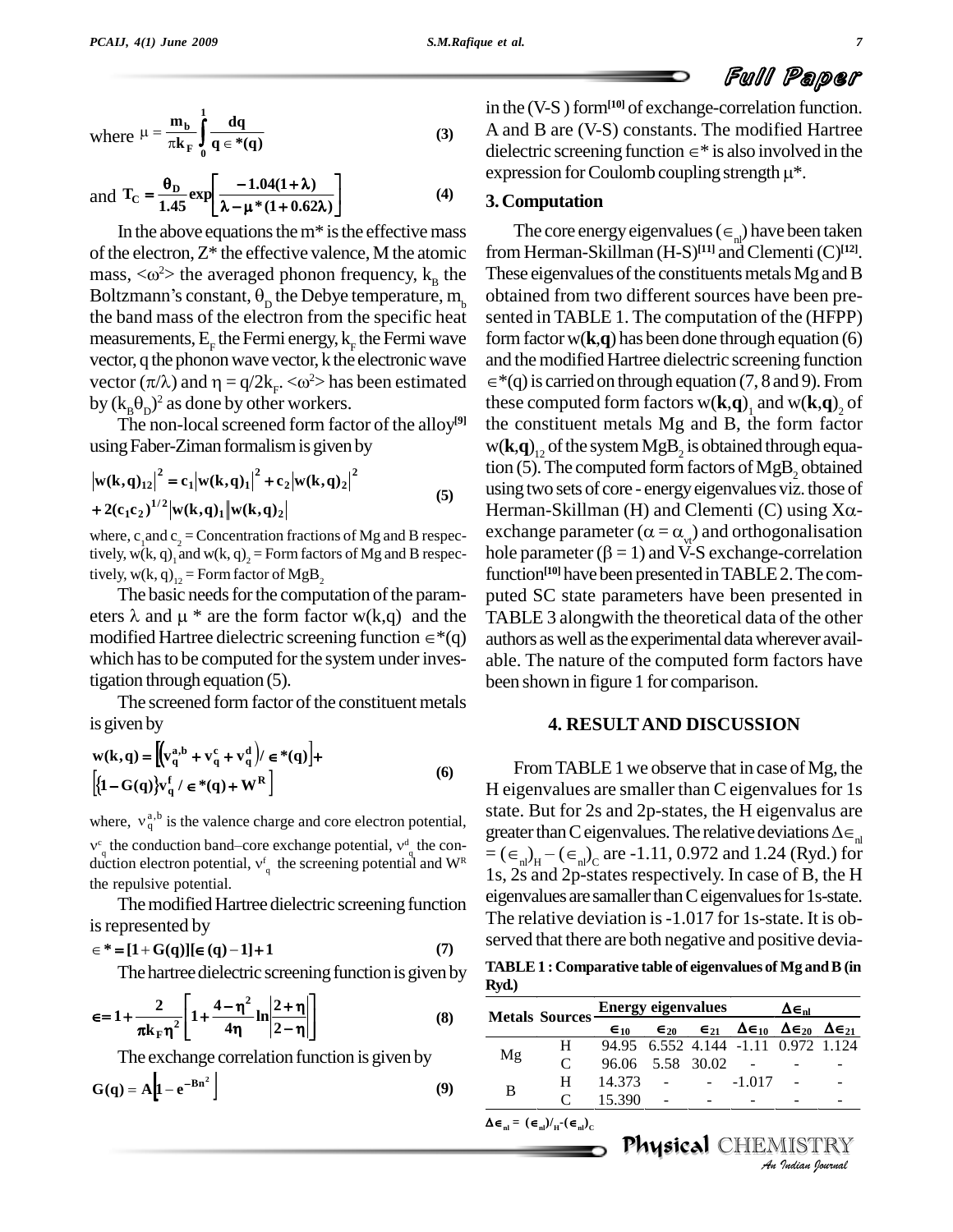where $\mu = \frac{m_b}{\pi k_F} \int_0^1 \frac{dq}{q \in *(q)}$ (3)

and $T_C = \frac{\theta_D}{1.45} \exp\left[\frac{-1.04(1+\lambda)}{\lambda - \mu^*(1+0.62\lambda)}\right]$ (4)

In the above equations the m* is the effective mass of the electron, Z* the effective valence, M the atomic mass, $<\omega^2>$ the averaged phonon frequency, $k_B$ the Boltzmann's constant, $\theta_D$ the Debye temperature, $m_b$ the band mass of the electron from the specific heat measurements, $E_F$ the Fermi energy, $k_F$ the Fermi wave vector, q the phonon wave vector, k the electronic wave vector $(\pi/\lambda)$ and $\eta = q/2k_F$. $<\omega^2>$ has been estimated by $(k_B\theta_D)^2$ as done by other workers.

The non-local screened form factor of the alloy[9] using Faber-Ziman formalism is given by

$$|w(k,q)_{12}|^2 = c_1|w(k,q)_1|^2 + c_2|w(k,q)_2|^2 + 2(c_1c_2)^{1/2}|w(k,q)_1||w(k,q)_2| \quad (5)$$

where, $c_1$ and $c_2$ = Concentration fractions of Mg and B respectively, $w(k, q)_1$ and $w(k, q)_2$ = Form factors of Mg and B respectively, $w(k, q)_{12}$ = Form factor of $MgB_2$

The basic needs for the computation of the parameters $\lambda$ and $\mu^*$ are the form factor w(k,q) and the modified Hartree dielectric screening function $\in^*(q)$ which has to be computed for the system under investigation through equation (5).

The screened form factor of the constituent metals is given by

$$w(k,q) = \left[\left(v_q^{a,b} + v_q^c + v_q^d\right)/\in^*(q)\right] + \left[\{1 - G(q)\}v_q^f/\in^*(q) + W^R\right] \quad (6)$$

where, $v_q^{a,b}$ is the valence charge and core electron potential, $v_q^c$ the conduction band–core exchange potential, $v_q^d$ the conduction electron potential, $v_q^f$ the screening potential and $W^R$ the repulsive potential.

The modified Hartree dielectric screening function is represented by

$$\in^* = [1 + G(q)][\in(q) - 1] + 1 \quad (7)$$

The hartree dielectric screening function is given by

$$\in = 1 + \frac{2}{\pi k_F \eta^2}\left[1 + \frac{4-\eta^2}{4\eta}\ln\left|\frac{2+\eta}{2-\eta}\right|\right] \quad (8)$$

The exchange correlation function is given by

$$G(q) = A\left[1 - e^{-Bn^2}\right] \quad (9)$$

in the (V-S ) form[10] of exchange-correlation function. A and B are (V-S) constants. The modified Hartree dielectric screening function $\in^*$ is also involved in the expression for Coulomb coupling strength $\mu^*$.

## 3. Computation

The core energy eigenvalues $(\in_{nl})$ have been taken from Herman-Skillman (H-S)[11] and Clementi (C)[12]. These eigenvalues of the constituents metals Mg and B obtained from two different sources have been presented in TABLE 1. The computation of the (HFPP) form factor $w(\mathbf{k},\mathbf{q})$ has been done through equation (6) and the modified Hartree dielectric screening function $\in^*(q)$ is carried on through equation (7, 8 and 9). From these computed form factors $w(\mathbf{k},\mathbf{q})_1$ and $w(\mathbf{k},\mathbf{q})_2$ of the constituent metals Mg and B, the form factor $w(\mathbf{k},\mathbf{q})_{12}$ of the system $MgB_2$ is obtained through equation (5). The computed form factors of $MgB_2$ obtained using two sets of core - energy eigenvalues viz. those of Herman-Skillman (H) and Clementi (C) using Xα-exchange parameter ($\alpha = \alpha_{vt}$) and orthogonalisation hole parameter ($\beta = 1$) and V-S exchange-correlation function[10] have been presented in TABLE 2. The computed SC state parameters have been presented in TABLE 3 alongwith the theoretical data of the other authors as well as the experimental data wherever available. The nature of the computed form factors have been shown in figure 1 for comparison.

## 4. RESULT AND DISCUSSION

From TABLE 1 we observe that in case of Mg, the H eigenvalues are smaller than C eigenvalues for 1s state. But for 2s and 2p-states, the H eigenvalus are greater than C eigenvalues. The relative deviations $\Delta\in_{nl} = (\in_{nl})_H - (\in_{nl})_C$ are -1.11, 0.972 and 1.24 (Ryd.) for 1s, 2s and 2p-states respectively. In case of B, the H eigenvalues are samaller than C eigenvalues for 1s-state. The relative deviation is -1.017 for 1s-state. It is observed that there are both negative and positive devia-

**TABLE 1 : Comparative table of eigenvalues of Mg and B (in Ryd.)**

| Metals | Sources | Energy eigenvalues | | | $\Delta\in_{nl}$ | | |
|---|---|---|---|---|---|---|---|
| | | $\in_{10}$ | $\in_{20}$ | $\in_{21}$ | $\Delta\in_{10}$ | $\Delta\in_{20}$ | $\Delta\in_{21}$ |
| Mg | H | 94.95 | 6.552 | 4.144 | -1.11 | 0.972 | 1.124 |
| | C | 96.06 | 5.58 | 30.02 | - | - | - |
| B | H | 14.373 | - | - | -1.017 | - | - |
| | C | 15.390 | - | - | - | - | - |

$\Delta\in_{nl} = (\in_{nl})_H - (\in_{nl})_C$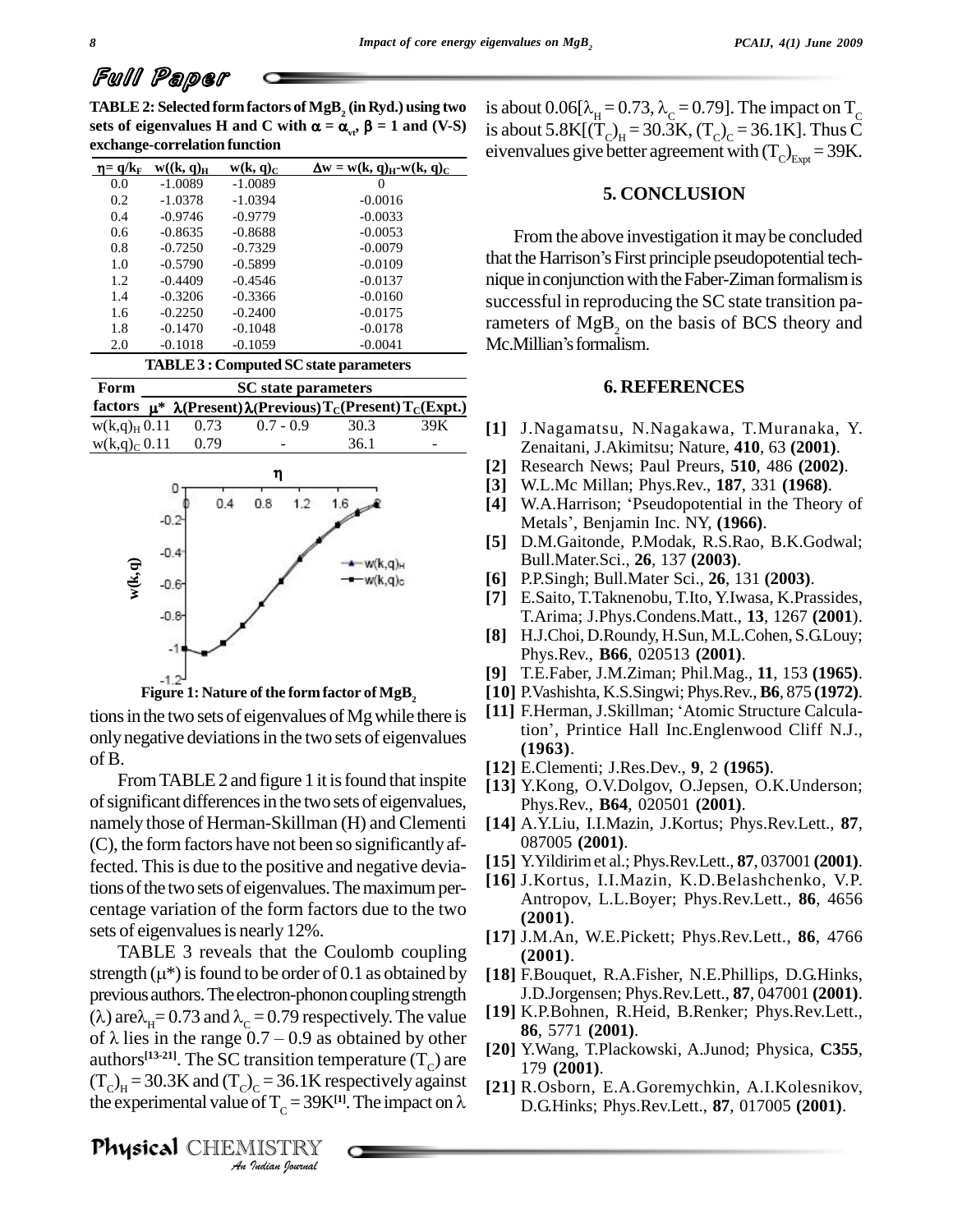**TABLE 2: Selected form factors of $MgB_2$ (in Ryd.) using two sets of eigenvalues H and C with $\alpha = \alpha_{vt}$, $\beta = 1$ and (V-S) exchange-correlation function**

| $\eta = q/k_F$ | $w(k, q)_H$ | $w(k, q)_C$ | $\Delta w = w(k, q)_H - w(k, q)_C$ |
|---|---|---|---|
| 0.0 | -1.0089 | -1.0089 | 0 |
| 0.2 | -1.0378 | -1.0394 | -0.0016 |
| 0.4 | -0.9746 | -0.9779 | -0.0033 |
| 0.6 | -0.8635 | -0.8688 | -0.0053 |
| 0.8 | -0.7250 | -0.7329 | -0.0079 |
| 1.0 | -0.5790 | -0.5899 | -0.0109 |
| 1.2 | -0.4409 | -0.4546 | -0.0137 |
| 1.4 | -0.3206 | -0.3366 | -0.0160 |
| 1.6 | -0.2250 | -0.2400 | -0.0175 |
| 1.8 | -0.1470 | -0.1048 | -0.0178 |
| 2.0 | -0.1018 | -0.1059 | -0.0041 |

**TABLE 3 : Computed SC state parameters**

| Form factors | SC state parameters | | | | |
|---|---|---|---|---|---|
| | $\mu^*$ | $\lambda$(Present) | $\lambda$(Previous) | $T_C$(Present) | $T_C$(Expt.) |
| $w(k,q)_H$ | 0.11 | 0.73 | 0.7 - 0.9 | 30.3 | 39K |
| $w(k,q)_C$ | 0.11 | 0.79 | - | 36.1 | - |

η

0 0.4 0.8 1.2 1.6 2

0 -0.2 -0.4 -0.6 -0.8 -1 -1.2

w(k,q)

w(k,q)H

w(k,q)C

**Figure 1: Nature of the form factor of $MgB_2$**

tions in the two sets of eigenvalues of Mg while there is only negative deviations in the two sets of eigenvalues of B.

From TABLE 2 and figure 1 it is found that inspite of significant differences in the two sets of eigenvalues, namely those of Herman-Skillman (H) and Clementi (C), the form factors have not been so significantly affected. This is due to the positive and negative deviations of the two sets of eigenvalues. The maximum percentage variation of the form factors due to the two sets of eigenvalues is nearly 12%.

TABLE 3 reveals that the Coulomb coupling strength ($\mu^*$) is found to be order of 0.1 as obtained by previous authors. The electron-phonon coupling strength ($\lambda$) are $\lambda_H = 0.73$ and $\lambda_C = 0.79$ respectively. The value of $\lambda$ lies in the range $0.7 - 0.9$ as obtained by other authors[13-21]. The SC transition temperature ($T_C$) are $(T_C)_H = 30.3$K and $(T_C)_C = 36.1$K respectively against the experimental value of $T_C = 39$K[1]. The impact on $\lambda$ is about 0.06[$\lambda_H = 0.73$, $\lambda_C = 0.79$]. The impact on $T_C$ is about 5.8K[$(T_C)_H = 30.3$K, $(T_C)_C = 36.1$K]. Thus C eivenvalues give better agreement with $(T_C)_{Expt} = 39$K.

## 5. CONCLUSION

From the above investigation it may be concluded that the Harrison's First principle pseudopotential technique in conjunction with the Faber-Ziman formalism is successful in reproducing the SC state transition parameters of $MgB_2$ on the basis of BCS theory and Mc.Millian's formalism.

## 6. REFERENCES

[1] J.Nagamatsu, N.Nagakawa, T.Muranaka, Y. Zenaitani, J.Akimitsu; Nature, **410**, 63 **(2001)**.

[2] Research News; Paul Preurs, **510**, 486 **(2002)**.

[3] W.L.Mc Millan; Phys.Rev., **187**, 331 **(1968)**.

[4] W.A.Harrison; 'Pseudopotential in the Theory of Metals', Benjamin Inc. NY, **(1966)**.

[5] D.M.Gaitonde, P.Modak, R.S.Rao, B.K.Godwal; Bull.Mater.Sci., **26**, 137 **(2003)**.

[6] P.P.Singh; Bull.Mater Sci., **26**, 131 **(2003)**.

[7] E.Saito, T.Taknenobu, T.Ito, Y.Iwasa, K.Prassides, T.Arima; J.Phys.Condens.Matt., **13**, 1267 **(2001)**.

[8] H.J.Choi, D.Roundy, H.Sun, M.L.Cohen, S.G.Louy; Phys.Rev., **B66**, 020513 **(2001)**.

[9] T.E.Faber, J.M.Ziman; Phil.Mag., **11**, 153 **(1965)**.

[10] P.Vashishta, K.S.Singwi; Phys.Rev., **B6**, 875 **(1972)**.

[11] F.Herman, J.Skillman; 'Atomic Structure Calculation', Printice Hall Inc.Englenwood Cliff N.J., **(1963)**.

[12] E.Clementi; J.Res.Dev., **9**, 2 **(1965)**.

[13] Y.Kong, O.V.Dolgov, O.Jepsen, O.K.Underson; Phys.Rev., **B64**, 020501 **(2001)**.

[14] A.Y.Liu, I.I.Mazin, J.Kortus; Phys.Rev.Lett., **87**, 087005 **(2001)**.

[15] Y.Yildirim et al.; Phys.Rev.Lett., **87**, 037001 **(2001)**.

[16] J.Kortus, I.I.Mazin, K.D.Belashchenko, V.P. Antropov, L.L.Boyer; Phys.Rev.Lett., **86**, 4656 **(2001)**.

[17] J.M.An, W.E.Pickett; Phys.Rev.Lett., **86**, 4766 **(2001)**.

[18] F.Bouquet, R.A.Fisher, N.E.Phillips, D.G.Hinks, J.D.Jorgensen; Phys.Rev.Lett., **87**, 047001 **(2001)**.

[19] K.P.Bohnen, R.Heid, B.Renker; Phys.Rev.Lett., **86**, 5771 **(2001)**.

[20] Y.Wang, T.Plackowski, A.Junod; Physica, **C355**, 179 **(2001)**.

[21] R.Osborn, E.A.Goremychkin, A.I.Kolesnikov, D.G.Hinks; Phys.Rev.Lett., **87**, 017005 **(2001)**.